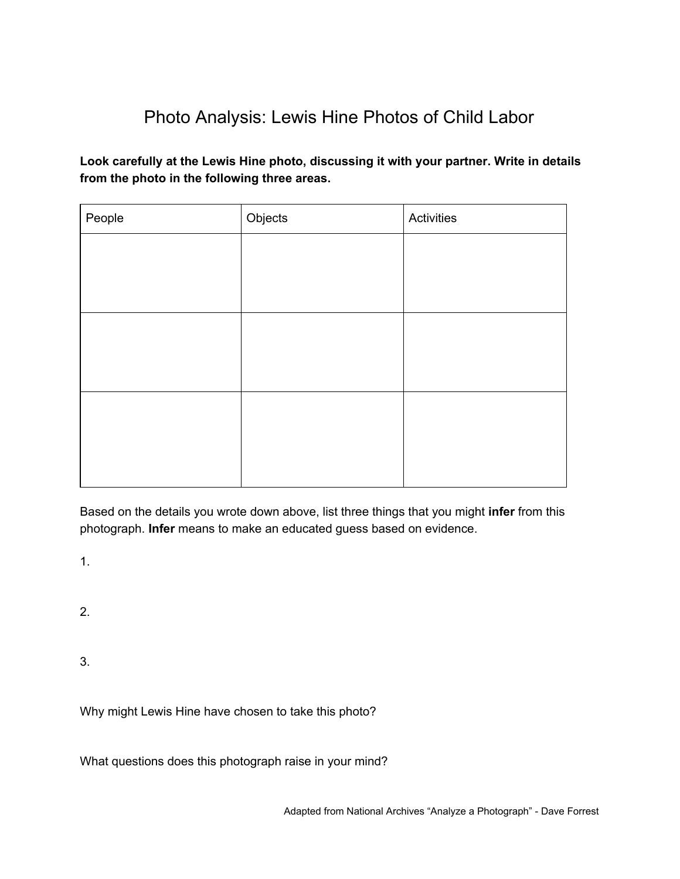# Photo Analysis: Lewis Hine Photos of Child Labor

**Look carefully at the Lewis Hine photo, discussing it with your partner. Write in details from the photo in the following three areas.**

| People | Objects | Activities |
| --- | --- | --- |
| | | |
| | | |
| | | |

Based on the details you wrote down above, list three things that you might **infer** from this photograph. **Infer** means to make an educated guess based on evidence.

1.

2.

3.

Why might Lewis Hine have chosen to take this photo?

What questions does this photograph raise in your mind?

Adapted from National Archives "Analyze a Photograph" - Dave Forrest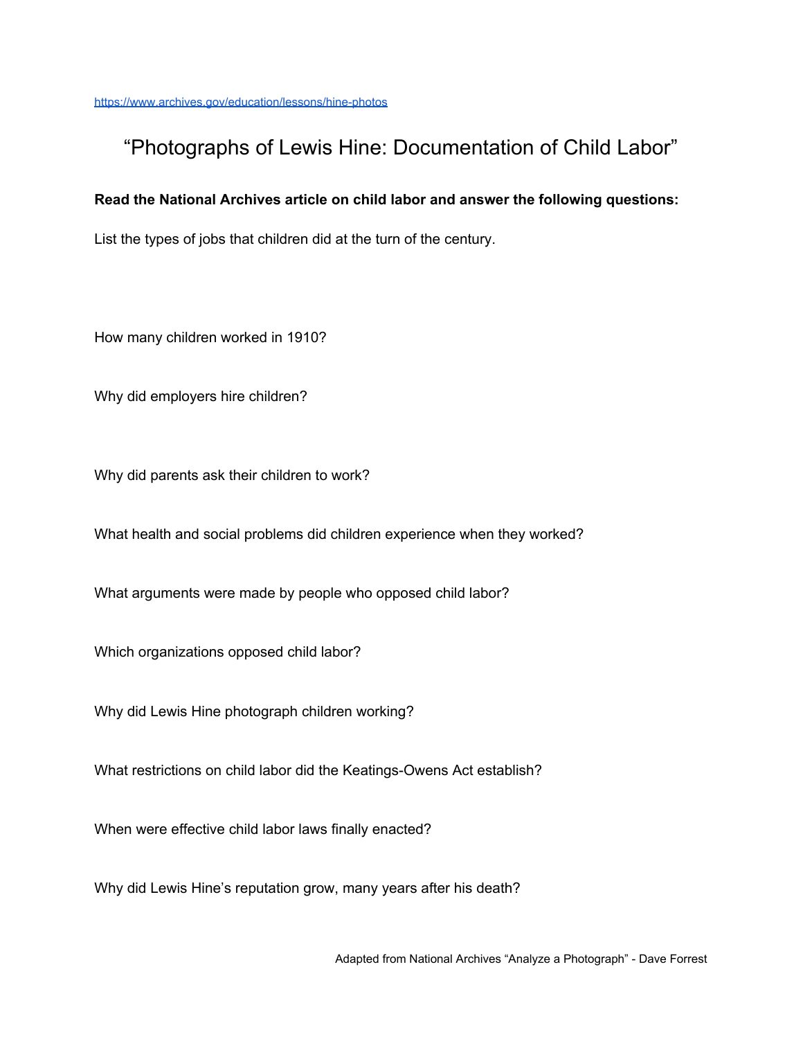https://www.archives.gov/education/lessons/hine-photos

# "Photographs of Lewis Hine: Documentation of Child Labor"

**Read the National Archives article on child labor and answer the following questions:**

List the types of jobs that children did at the turn of the century.

How many children worked in 1910?

Why did employers hire children?

Why did parents ask their children to work?

What health and social problems did children experience when they worked?

What arguments were made by people who opposed child labor?

Which organizations opposed child labor?

Why did Lewis Hine photograph children working?

What restrictions on child labor did the Keatings-Owens Act establish?

When were effective child labor laws finally enacted?

Why did Lewis Hine's reputation grow, many years after his death?

Adapted from National Archives "Analyze a Photograph" - Dave Forrest